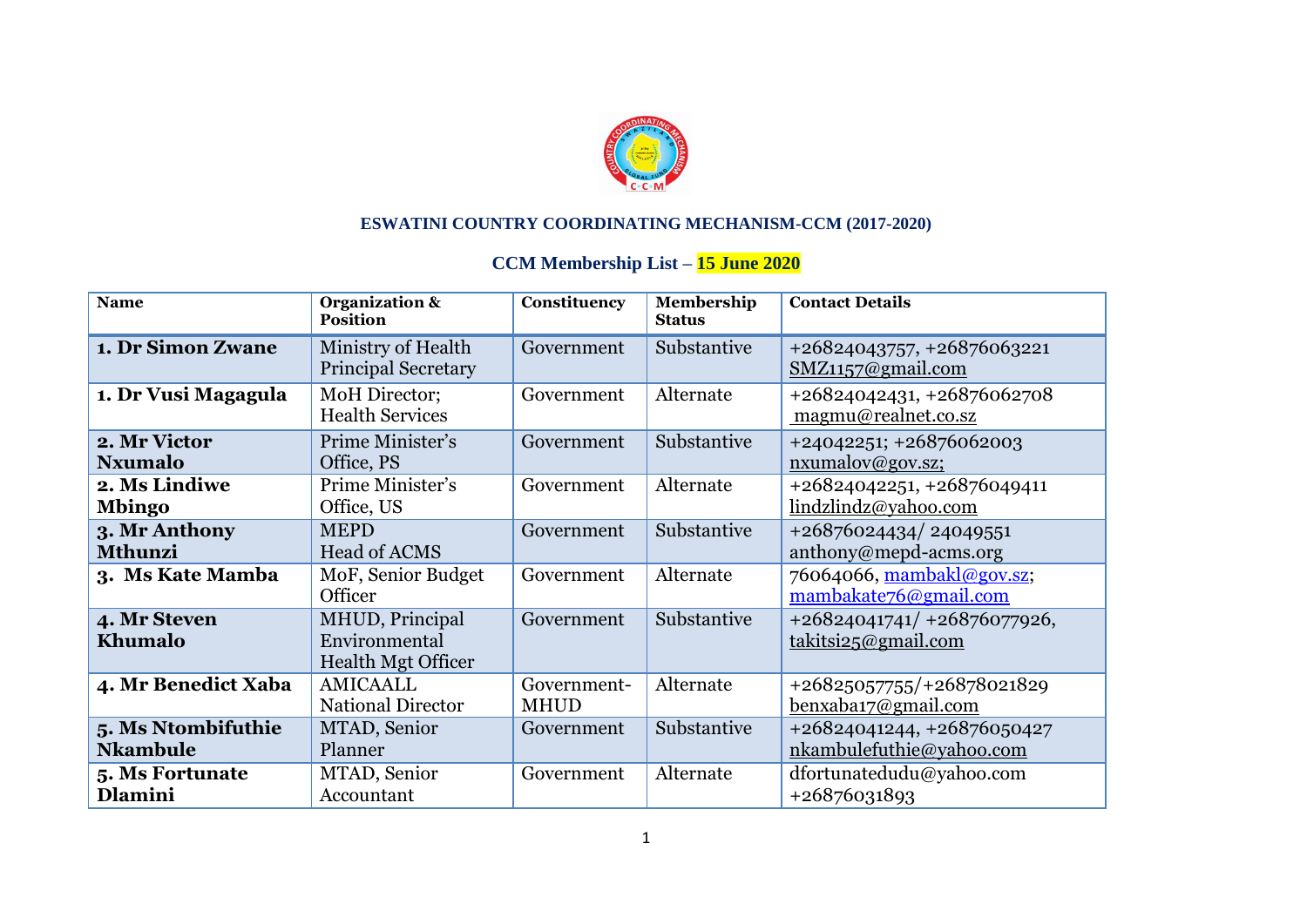**ESWATINI COUNTRY COORDINATING MECHANISM-CCM (2017-2020)**

**CCM Membership List – 15 June 2020**

| Name | Organization & Position | Constituency | Membership Status | Contact Details |
|---|---|---|---|---|
| **1. Dr Simon Zwane** | Ministry of Health Principal Secretary | Government | Substantive | +26824043757, +26876063221 SMZ1157@gmail.com |
| **1. Dr Vusi Magagula** | MoH Director; Health Services | Government | Alternate | +26824042431, +26876062708 magmu@realnet.co.sz |
| **2. Mr Victor Nxumalo** | Prime Minister's Office, PS | Government | Substantive | +24042251; +26876062003 nxumalov@gov.sz; |
| **2. Ms Lindiwe Mbingo** | Prime Minister's Office, US | Government | Alternate | +26824042251, +26876049411 lindzlindz@yahoo.com |
| **3. Mr Anthony Mthunzi** | MEPD Head of ACMS | Government | Substantive | +26876024434/ 24049551 anthony@mepd-acms.org |
| **3. Ms Kate Mamba** | MoF, Senior Budget Officer | Government | Alternate | 76064066, mambakl@gov.sz; mambakate76@gmail.com |
| **4. Mr Steven Khumalo** | MHUD, Principal Environmental Health Mgt Officer | Government | Substantive | +26824041741/ +26876077926, takitsi25@gmail.com |
| **4. Mr Benedict Xaba** | AMICAALL National Director | Government-MHUD | Alternate | +26825057755/+26878021829 benxaba17@gmail.com |
| **5. Ms Ntombifuthie Nkambule** | MTAD, Senior Planner | Government | Substantive | +26824041244, +26876050427 nkambulefuthie@yahoo.com |
| **5. Ms Fortunate Dlamini** | MTAD, Senior Accountant | Government | Alternate | dfortunatedudu@yahoo.com +26876031893 |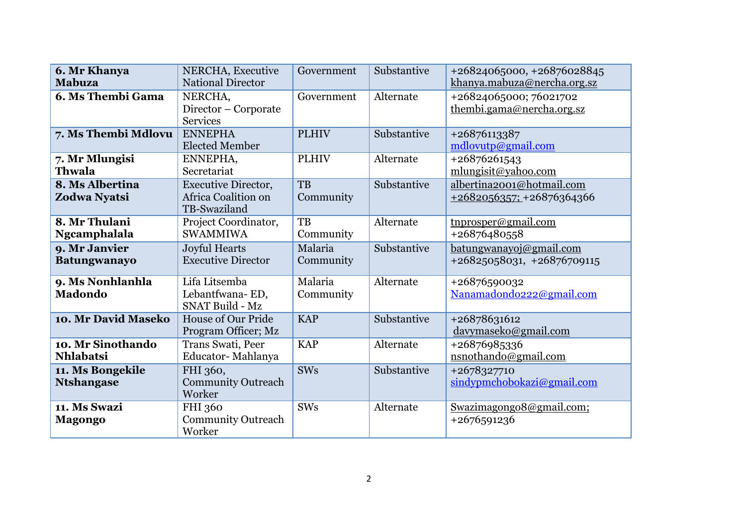| | | | | |
|---|---|---|---|---|
| **6. Mr Khanya Mabuza** | NERCHA, Executive National Director | Government | Substantive | +26824065000, +26876028845 khanya.mabuza@nercha.org.sz |
| **6. Ms Thembi Gama** | NERCHA, Director – Corporate Services | Government | Alternate | +26824065000; 76021702 thembi.gama@nercha.org.sz |
| **7. Ms Thembi Mdlovu** | ENNEPHA Elected Member | PLHIV | Substantive | +26876113387 mdlovutp@gmail.com |
| **7. Mr Mlungisi Thwala** | ENNEPHA, Secretariat | PLHIV | Alternate | +26876261543 mlungisit@yahoo.com |
| **8. Ms Albertina Zodwa Nyatsi** | Executive Director, Africa Coalition on TB-Swaziland | TB Community | Substantive | albertina2001@hotmail.com +2682056357; +26876364366 |
| **8. Mr Thulani Ngcamphalala** | Project Coordinator, SWAMMIWA | TB Community | Alternate | tnprosper@gmail.com +26876480558 |
| **9. Mr Janvier Batungwanayo** | Joyful Hearts Executive Director | Malaria Community | Substantive | batungwanayoj@gmail.com +26825058031, +26876709115 |
| **9. Ms Nonhlanhla Madondo** | Lifa Litsemba Lebantfwana- ED, SNAT Build - Mz | Malaria Community | Alternate | +26876590032 Nanamadondo222@gmail.com |
| **10. Mr David Maseko** | House of Our Pride Program Officer; Mz | KAP | Substantive | +26878631612 davymaseko@gmail.com |
| **10. Mr Sinothando Nhlabatsi** | Trans Swati, Peer Educator- Mahlanya | KAP | Alternate | +26876985336 nsnothando@gmail.com |
| **11. Ms Bongekile Ntshangase** | FHI 360, Community Outreach Worker | SWs | Substantive | +2678327710 sindypmchobokazi@gmail.com |
| **11. Ms Swazi Magongo** | FHI 360 Community Outreach Worker | SWs | Alternate | Swazimagongo8@gmail.com; +2676591236 |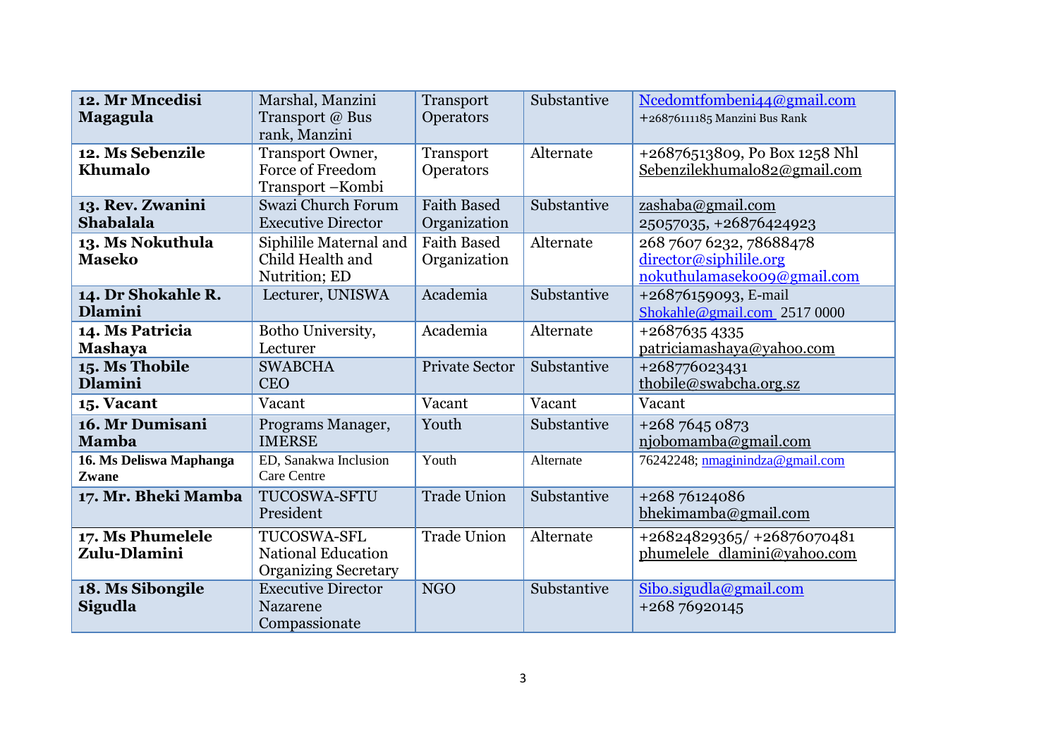| 12. Mr Mncedisi Magagula | Marshal, Manzini Transport @ Bus rank, Manzini | Transport Operators | Substantive | Ncedomtfombeni44@gmail.com +26876111185 Manzini Bus Rank |
|---|---|---|---|---|
| 12. Ms Sebenzile Khumalo | Transport Owner, Force of Freedom Transport –Kombi | Transport Operators | Alternate | +26876513809, Po Box 1258 Nhl Sebenzilekhumalo82@gmail.com |
| 13. Rev. Zwanini Shabalala | Swazi Church Forum Executive Director | Faith Based Organization | Substantive | zashaba@gmail.com 25057035, +26876424923 |
| 13. Ms Nokuthula Maseko | Siphilile Maternal and Child Health and Nutrition; ED | Faith Based Organization | Alternate | 268 7607 6232, 78688478 director@siphilile.org nokuthulamaseko09@gmail.com |
| 14. Dr Shokahle R. Dlamini | Lecturer, UNISWA | Academia | Substantive | +26876159093, E-mail Shokahle@gmail.com 2517 0000 |
| 14. Ms Patricia Mashaya | Botho University, Lecturer | Academia | Alternate | +2687635 4335 patriciamashaya@yahoo.com |
| 15. Ms Thobile Dlamini | SWABCHA CEO | Private Sector | Substantive | +268776023431 thobile@swabcha.org.sz |
| 15. Vacant | Vacant | Vacant | Vacant | Vacant |
| 16. Mr Dumisani Mamba | Programs Manager, IMERSE | Youth | Substantive | +268 7645 0873 njobomamba@gmail.com |
| 16. Ms Deliswa Maphanga Zwane | ED, Sanakwa Inclusion Care Centre | Youth | Alternate | 76242248; nmaginindza@gmail.com |
| 17. Mr. Bheki Mamba | TUCOSWA-SFTU President | Trade Union | Substantive | +268 76124086 bhekimamba@gmail.com |
| 17. Ms Phumelele Zulu-Dlamini | TUCOSWA-SFL National Education Organizing Secretary | Trade Union | Alternate | +26824829365/ +26876070481 phumelele_dlamini@yahoo.com |
| 18. Ms Sibongile Sigudla | Executive Director Nazarene Compassionate | NGO | Substantive | Sibo.sigudla@gmail.com +268 76920145 |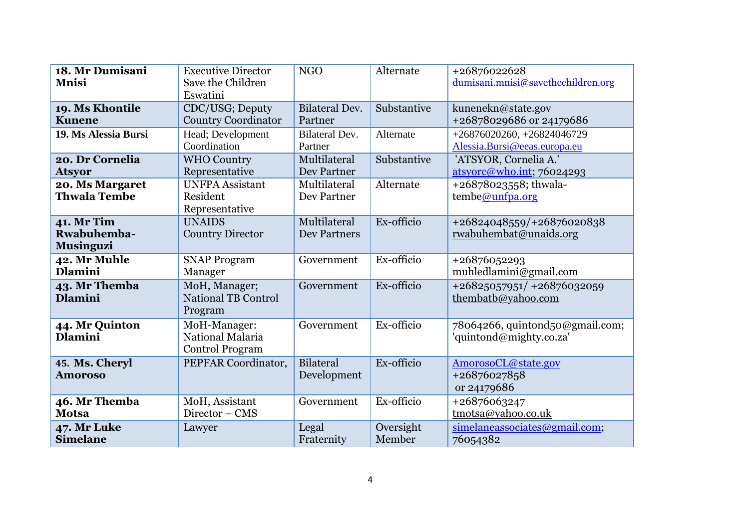| **18. Mr Dumisani Mnisi** | Executive Director Save the Children Eswatini | NGO | Alternate | +26876022628 dumisani.mnisi@savethechildren.org |
|---|---|---|---|---|
| **19. Ms Khontile Kunene** | CDC/USG; Deputy Country Coordinator | Bilateral Dev. Partner | Substantive | kunenekn@state.gov +26878029686 or 24179686 |
| **19. Ms Alessia Bursi** | Head; Development Coordination | Bilateral Dev. Partner | Alternate | +26876020260, +26824046729 Alessia.Bursi@eeas.europa.eu |
| **20. Dr Cornelia Atsyor** | WHO Country Representative | Multilateral Dev Partner | Substantive | 'ATSYOR, Cornelia A.' atsyorc@who.int; 76024293 |
| **20. Ms Margaret Thwala Tembe** | UNFPA Assistant Resident Representative | Multilateral Dev Partner | Alternate | +26878023558; thwala-tembe@unfpa.org |
| **41. Mr Tim Rwabuhemba-Musinguzi** | UNAIDS Country Director | Multilateral Dev Partners | Ex-officio | +26824048559/+26876020838 rwabuhembat@unaids.org |
| **42. Mr Muhle Dlamini** | SNAP Program Manager | Government | Ex-officio | +26876052293 muhledlamini@gmail.com |
| **43. Mr Themba Dlamini** | MoH, Manager; National TB Control Program | Government | Ex-officio | +26825057951/ +26876032059 thembatb@yahoo.com |
| **44. Mr Quinton Dlamini** | MoH-Manager: National Malaria Control Program | Government | Ex-officio | 78064266, quintond50@gmail.com; 'quintond@mighty.co.za' |
| **45. Ms. Cheryl Amoroso** | PEPFAR Coordinator, | Bilateral Development | Ex-officio | AmorosoCL@state.gov +26876027858 or 24179686 |
| **46. Mr Themba Motsa** | MoH, Assistant Director – CMS | Government | Ex-officio | +26876063247 tmotsa@yahoo.co.uk |
| **47. Mr Luke Simelane** | Lawyer | Legal Fraternity | Oversight Member | simelaneassociates@gmail.com; 76054382 |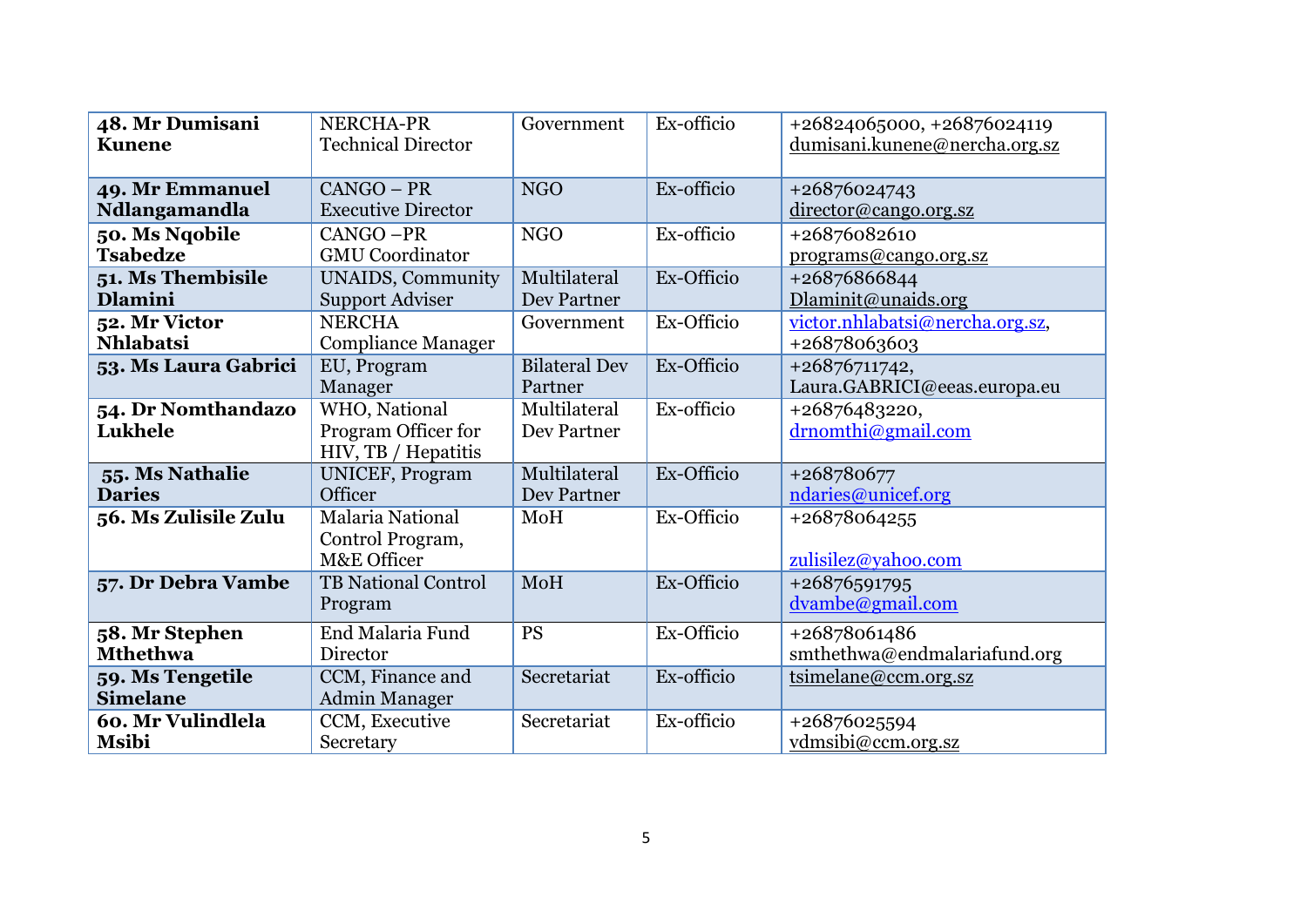| | | | | |
|---|---|---|---|---|
| **48. Mr Dumisani Kunene** | NERCHA-PR Technical Director | Government | Ex-officio | +26824065000, +26876024119 dumisani.kunene@nercha.org.sz |
| **49. Mr Emmanuel Ndlangamandla** | CANGO – PR Executive Director | NGO | Ex-officio | +26876024743 director@cango.org.sz |
| **50. Ms Nqobile Tsabedze** | CANGO –PR GMU Coordinator | NGO | Ex-officio | +26876082610 programs@cango.org.sz |
| **51. Ms Thembisile Dlamini** | UNAIDS, Community Support Adviser | Multilateral Dev Partner | Ex-Officio | +26876866844 Dlaminit@unaids.org |
| **52. Mr Victor Nhlabatsi** | NERCHA Compliance Manager | Government | Ex-Officio | victor.nhlabatsi@nercha.org.sz, +26878063603 |
| **53. Ms Laura Gabrici** | EU, Program Manager | Bilateral Dev Partner | Ex-Officio | +26876711742, Laura.GABRICI@eeas.europa.eu |
| **54. Dr Nomthandazo Lukhele** | WHO, National Program Officer for HIV, TB / Hepatitis | Multilateral Dev Partner | Ex-officio | +26876483220, drnomthi@gmail.com |
| **55. Ms Nathalie Daries** | UNICEF, Program Officer | Multilateral Dev Partner | Ex-Officio | +268780677 ndaries@unicef.org |
| **56. Ms Zulisile Zulu** | Malaria National Control Program, M&E Officer | MoH | Ex-Officio | +26878064255 zulisilez@yahoo.com |
| **57. Dr Debra Vambe** | TB National Control Program | MoH | Ex-Officio | +26876591795 dvambe@gmail.com |
| **58. Mr Stephen Mthethwa** | End Malaria Fund Director | PS | Ex-Officio | +26878061486 smthethwa@endmalariafund.org |
| **59. Ms Tengetile Simelane** | CCM, Finance and Admin Manager | Secretariat | Ex-officio | tsimelane@ccm.org.sz |
| **60. Mr Vulindlela Msibi** | CCM, Executive Secretary | Secretariat | Ex-officio | +26876025594 vdmsibi@ccm.org.sz |